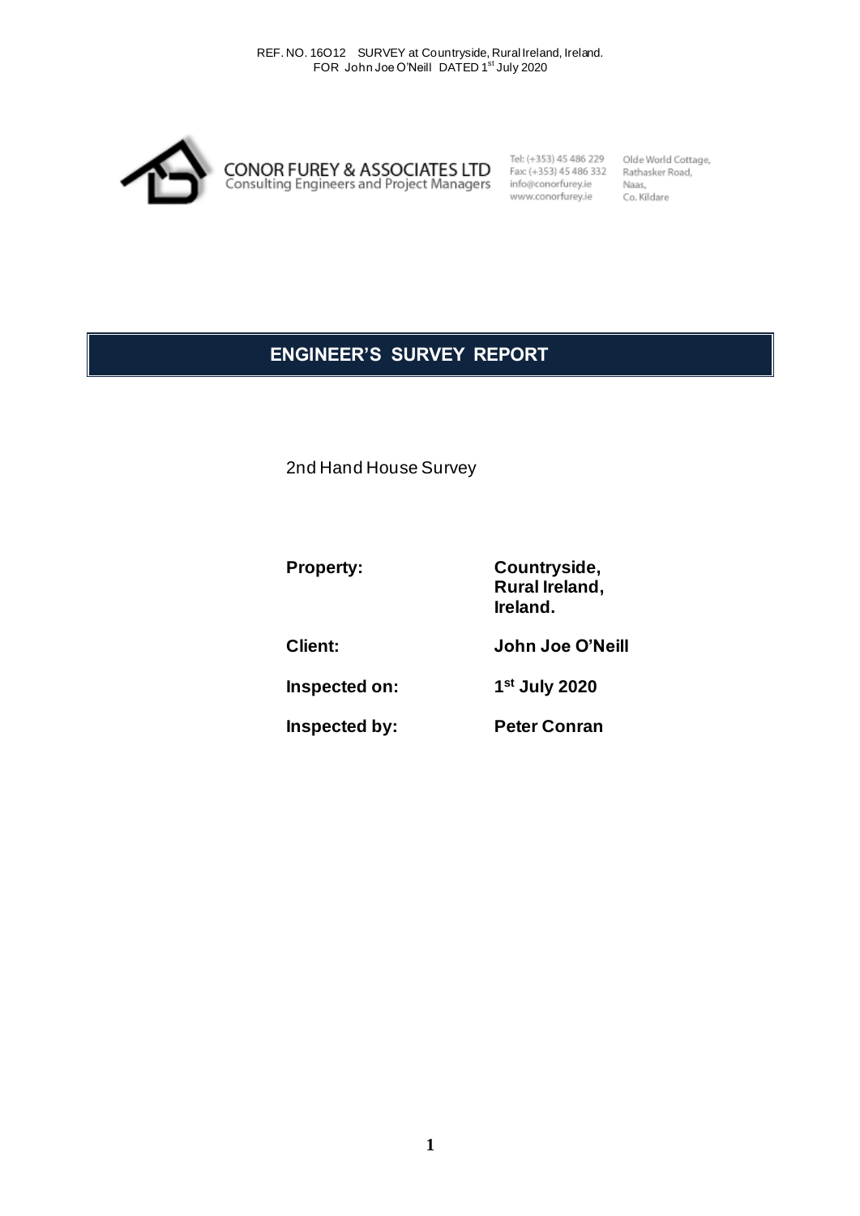CONOR FUREY & ASSOCIATES LTD
Consulting Engineers and Project Managers

Tel: (+353) 45 486 229
Fax: (+353) 45 486 332
info@conorfurey.ie
www.conorfurey.ie

Olde World Cottage,
Rathasker Road,
Naas,
Co. Kildare

# ENGINEER'S SURVEY REPORT

2nd Hand House Survey

| | |
|---|---|
| **Property:** | **Countryside, Rural Ireland, Ireland.** |
| **Client:** | **John Joe O'Neill** |
| **Inspected on:** | **1st July 2020** |
| **Inspected by:** | **Peter Conran** |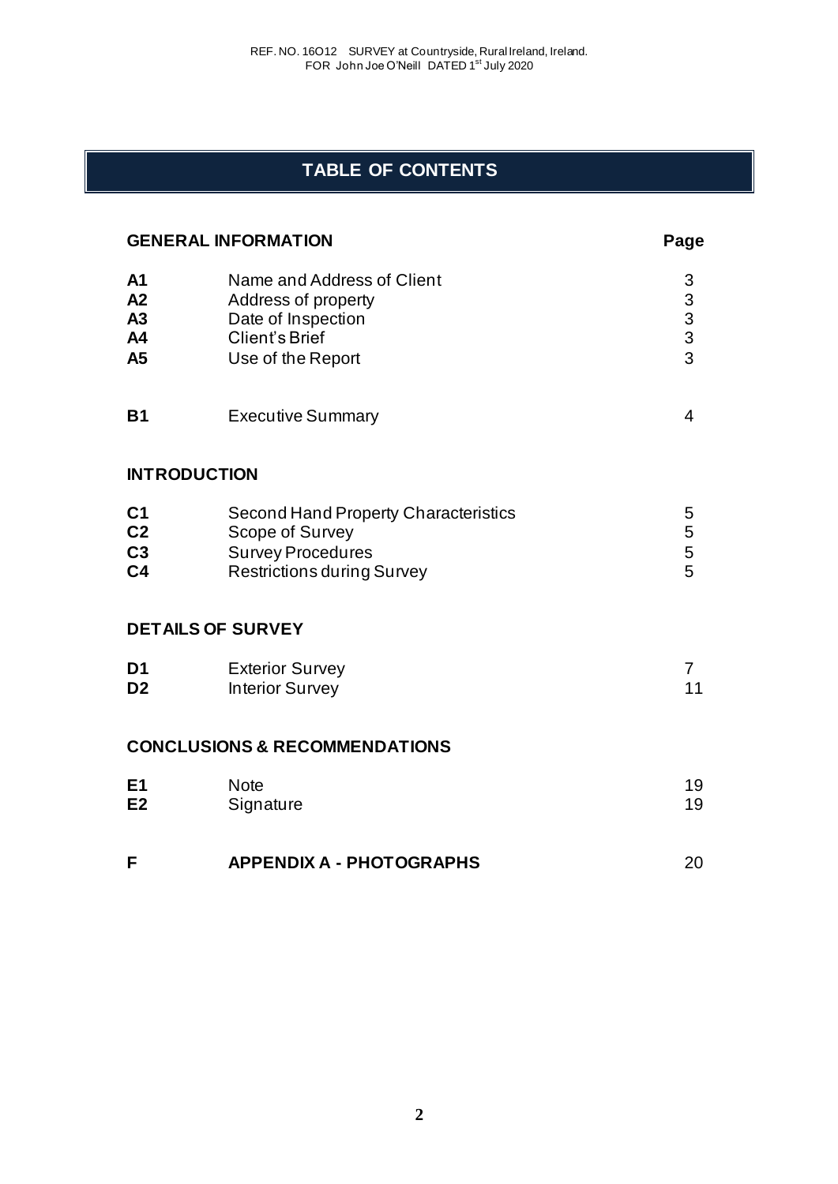# TABLE OF CONTENTS

| **GENERAL INFORMATION** | | **Page** |
|---|---|---|
| **A1** | Name and Address of Client | 3 |
| **A2** | Address of property | 3 |
| **A3** | Date of Inspection | 3 |
| **A4** | Client's Brief | 3 |
| **A5** | Use of the Report | 3 |
| | | |
| **B1** | Executive Summary | 4 |
| | | |
| **INTRODUCTION** | | |
| **C1** | Second Hand Property Characteristics | 5 |
| **C2** | Scope of Survey | 5 |
| **C3** | Survey Procedures | 5 |
| **C4** | Restrictions during Survey | 5 |
| | | |
| **DETAILS OF SURVEY** | | |
| **D1** | Exterior Survey | 7 |
| **D2** | Interior Survey | 11 |
| | | |
| **CONCLUSIONS & RECOMMENDATIONS** | | |
| **E1** | Note | 19 |
| **E2** | Signature | 19 |
| | | |
| **F** | **APPENDIX A - PHOTOGRAPHS** | 20 |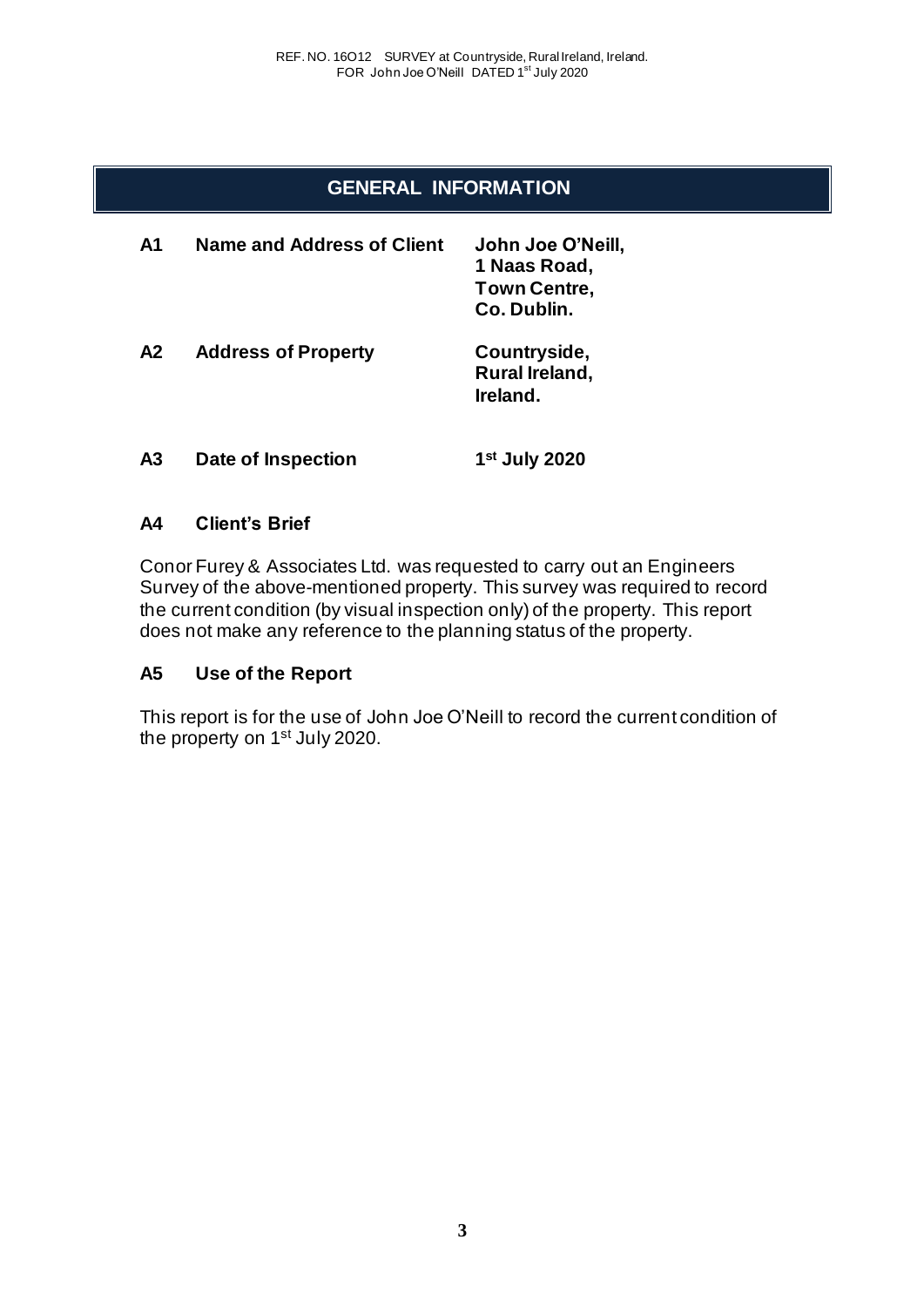# GENERAL INFORMATION

| | | |
|---|---|---|
| **A1** | **Name and Address of Client** | **John Joe O'Neill, 1 Naas Road, Town Centre, Co. Dublin.** |
| **A2** | **Address of Property** | **Countryside, Rural Ireland, Ireland.** |
| **A3** | **Date of Inspection** | **1st July 2020** |

### A4 Client's Brief

Conor Furey & Associates Ltd. was requested to carry out an Engineers Survey of the above-mentioned property. This survey was required to record the current condition (by visual inspection only) of the property. This report does not make any reference to the planning status of the property.

### A5 Use of the Report

This report is for the use of John Joe O'Neill to record the current condition of the property on 1st July 2020.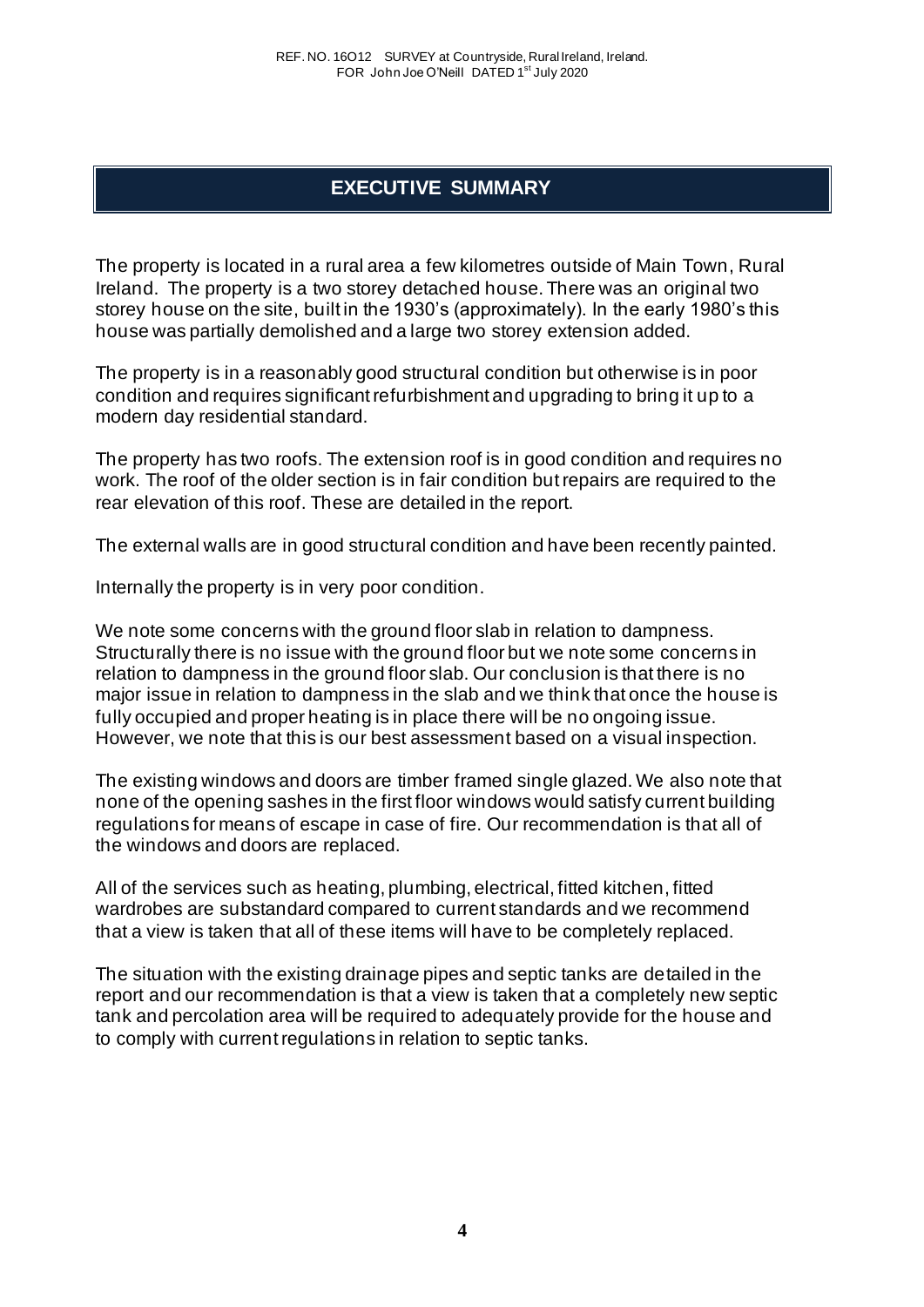## EXECUTIVE SUMMARY

The property is located in a rural area a few kilometres outside of Main Town, Rural Ireland. The property is a two storey detached house. There was an original two storey house on the site, built in the 1930's (approximately). In the early 1980's this house was partially demolished and a large two storey extension added.

The property is in a reasonably good structural condition but otherwise is in poor condition and requires significant refurbishment and upgrading to bring it up to a modern day residential standard.

The property has two roofs. The extension roof is in good condition and requires no work. The roof of the older section is in fair condition but repairs are required to the rear elevation of this roof. These are detailed in the report.

The external walls are in good structural condition and have been recently painted.

Internally the property is in very poor condition.

We note some concerns with the ground floor slab in relation to dampness. Structurally there is no issue with the ground floor but we note some concerns in relation to dampness in the ground floor slab. Our conclusion is that there is no major issue in relation to dampness in the slab and we think that once the house is fully occupied and proper heating is in place there will be no ongoing issue. However, we note that this is our best assessment based on a visual inspection.

The existing windows and doors are timber framed single glazed. We also note that none of the opening sashes in the first floor windows would satisfy current building regulations for means of escape in case of fire. Our recommendation is that all of the windows and doors are replaced.

All of the services such as heating, plumbing, electrical, fitted kitchen, fitted wardrobes are substandard compared to current standards and we recommend that a view is taken that all of these items will have to be completely replaced.

The situation with the existing drainage pipes and septic tanks are detailed in the report and our recommendation is that a view is taken that a completely new septic tank and percolation area will be required to adequately provide for the house and to comply with current regulations in relation to septic tanks.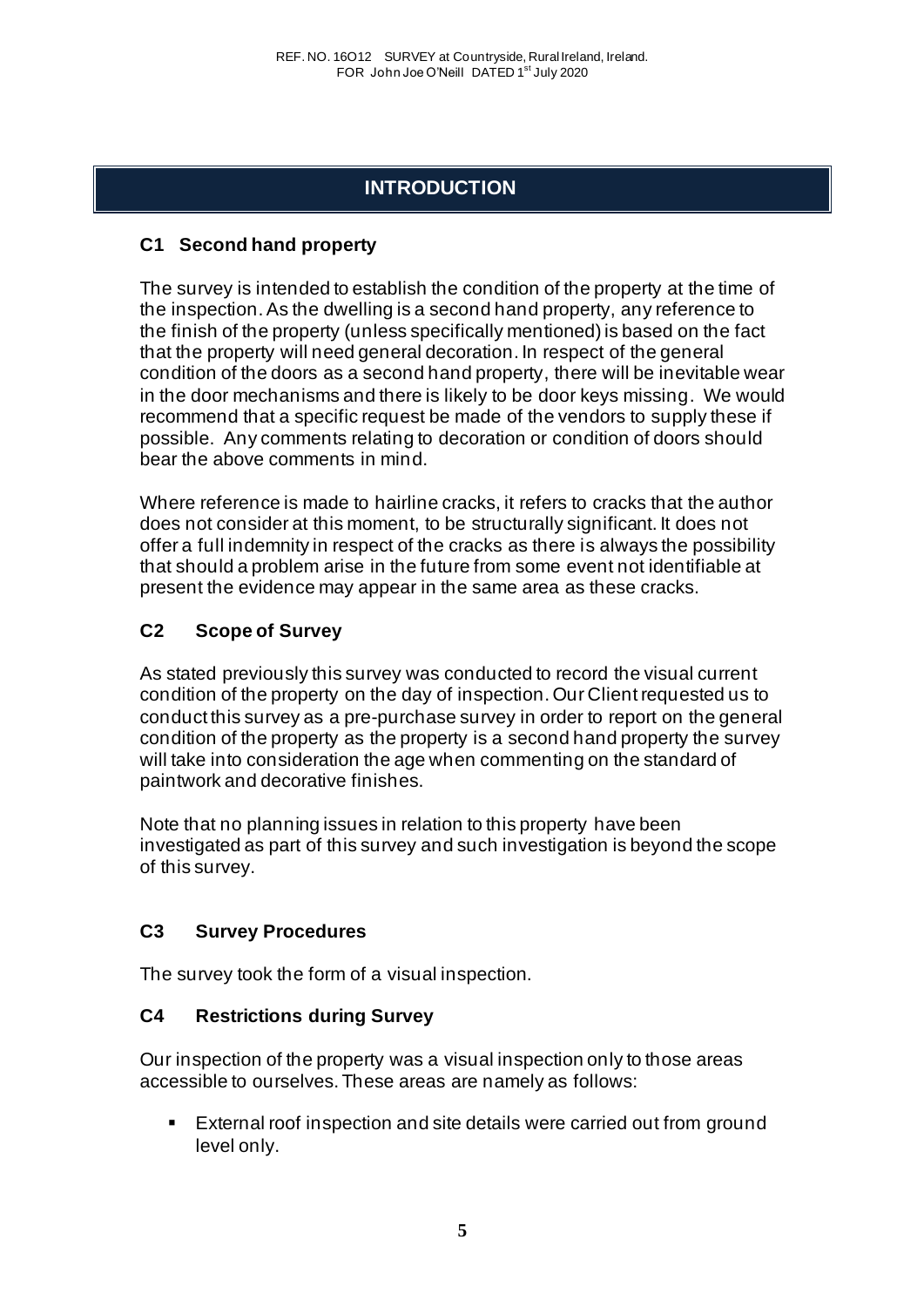# INTRODUCTION

### C1 Second hand property

The survey is intended to establish the condition of the property at the time of the inspection. As the dwelling is a second hand property, any reference to the finish of the property (unless specifically mentioned) is based on the fact that the property will need general decoration. In respect of the general condition of the doors as a second hand property, there will be inevitable wear in the door mechanisms and there is likely to be door keys missing. We would recommend that a specific request be made of the vendors to supply these if possible. Any comments relating to decoration or condition of doors should bear the above comments in mind.

Where reference is made to hairline cracks, it refers to cracks that the author does not consider at this moment, to be structurally significant. It does not offer a full indemnity in respect of the cracks as there is always the possibility that should a problem arise in the future from some event not identifiable at present the evidence may appear in the same area as these cracks.

### C2 Scope of Survey

As stated previously this survey was conducted to record the visual current condition of the property on the day of inspection. Our Client requested us to conduct this survey as a pre-purchase survey in order to report on the general condition of the property as the property is a second hand property the survey will take into consideration the age when commenting on the standard of paintwork and decorative finishes.

Note that no planning issues in relation to this property have been investigated as part of this survey and such investigation is beyond the scope of this survey.

### C3 Survey Procedures

The survey took the form of a visual inspection.

### C4 Restrictions during Survey

Our inspection of the property was a visual inspection only to those areas accessible to ourselves. These areas are namely as follows:

- External roof inspection and site details were carried out from ground level only.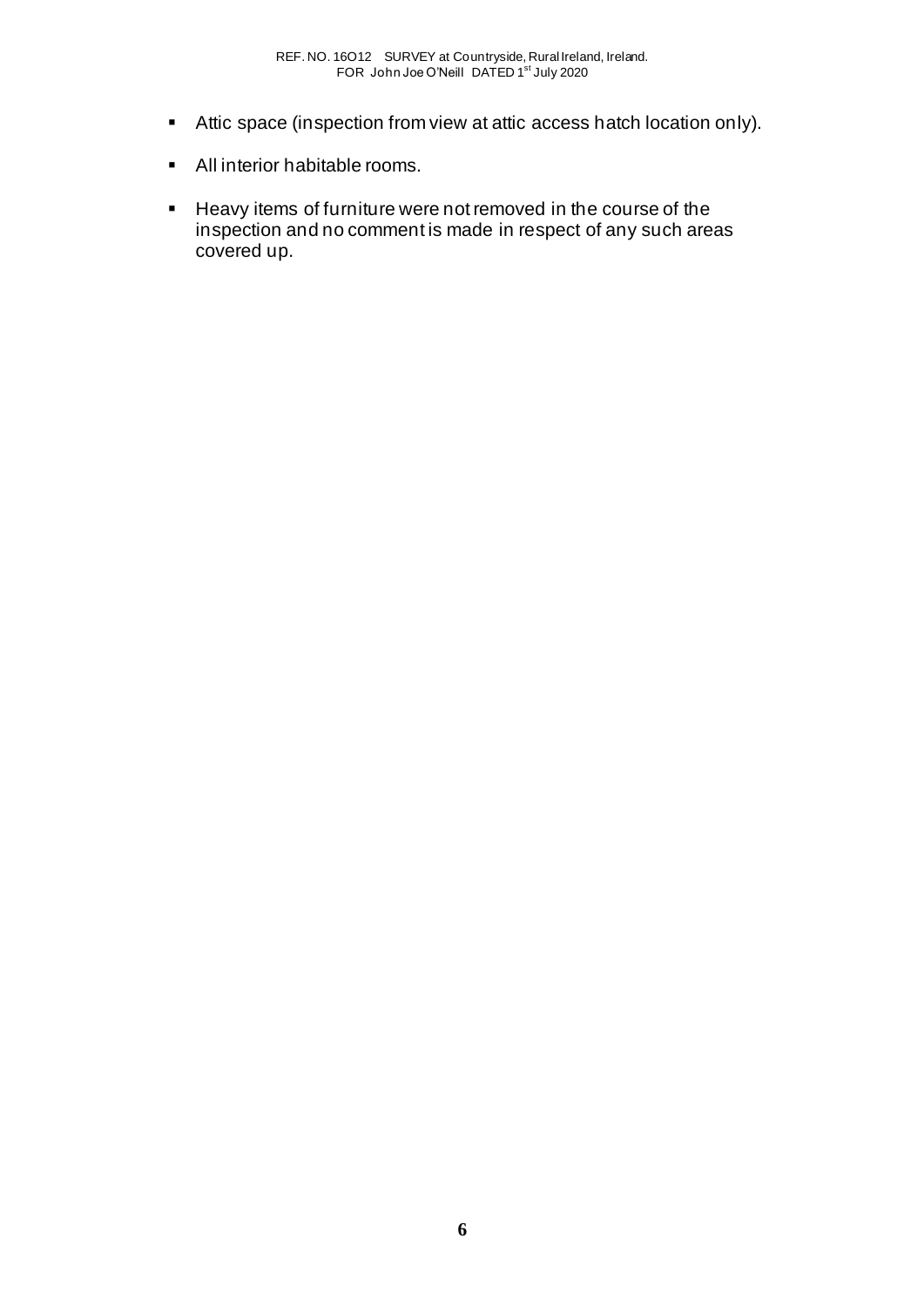- Attic space (inspection from view at attic access hatch location only).
- All interior habitable rooms.
- Heavy items of furniture were not removed in the course of the inspection and no comment is made in respect of any such areas covered up.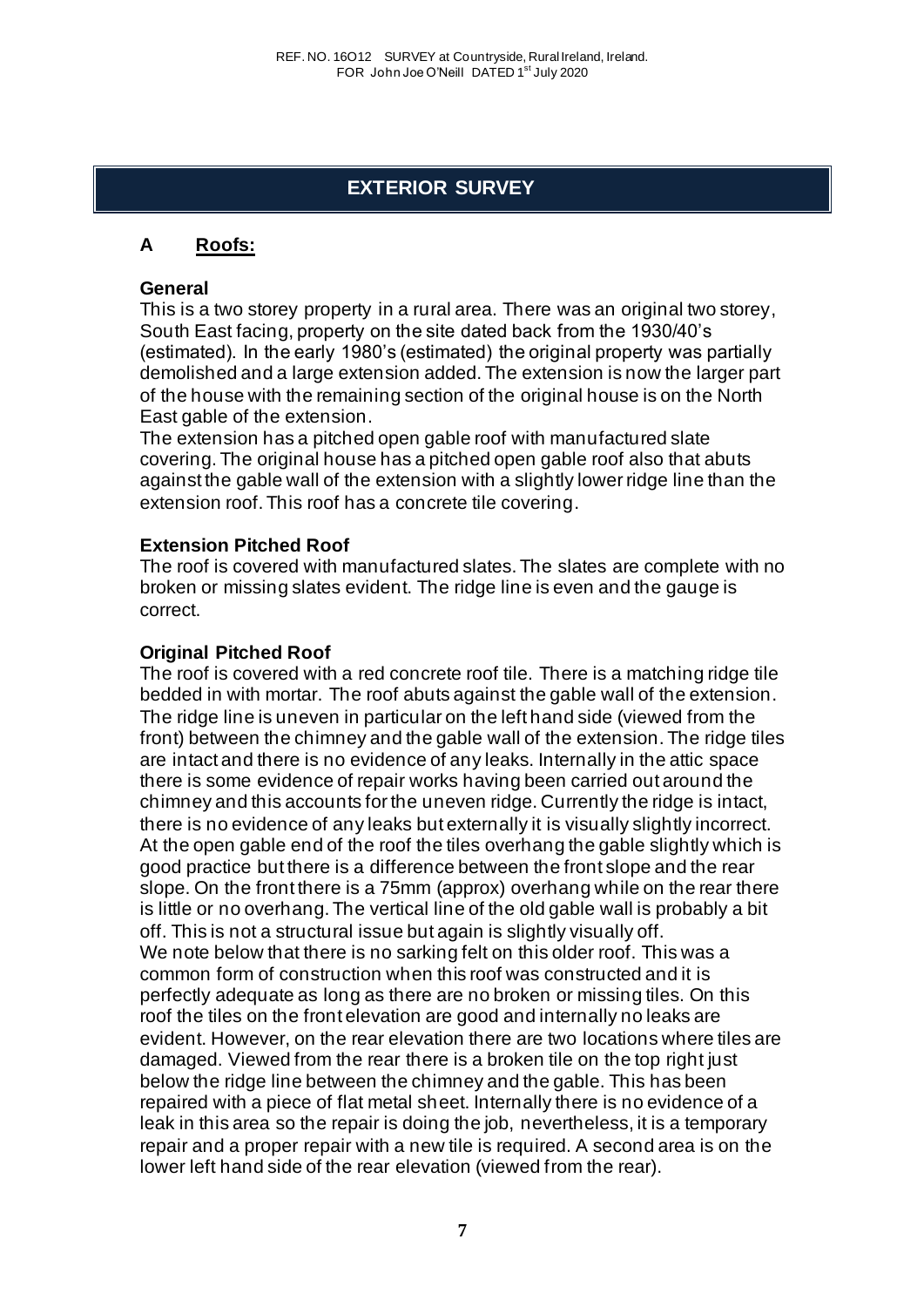## EXTERIOR SURVEY

### A Roofs:

**General**

This is a two storey property in a rural area. There was an original two storey, South East facing, property on the site dated back from the 1930/40's (estimated). In the early 1980's (estimated) the original property was partially demolished and a large extension added. The extension is now the larger part of the house with the remaining section of the original house is on the North East gable of the extension.

The extension has a pitched open gable roof with manufactured slate covering. The original house has a pitched open gable roof also that abuts against the gable wall of the extension with a slightly lower ridge line than the extension roof. This roof has a concrete tile covering.

**Extension Pitched Roof**

The roof is covered with manufactured slates. The slates are complete with no broken or missing slates evident. The ridge line is even and the gauge is correct.

**Original Pitched Roof**

The roof is covered with a red concrete roof tile. There is a matching ridge tile bedded in with mortar. The roof abuts against the gable wall of the extension. The ridge line is uneven in particular on the left hand side (viewed from the front) between the chimney and the gable wall of the extension. The ridge tiles are intact and there is no evidence of any leaks. Internally in the attic space there is some evidence of repair works having been carried out around the chimney and this accounts for the uneven ridge. Currently the ridge is intact, there is no evidence of any leaks but externally it is visually slightly incorrect. At the open gable end of the roof the tiles overhang the gable slightly which is good practice but there is a difference between the front slope and the rear slope. On the front there is a 75mm (approx) overhang while on the rear there is little or no overhang. The vertical line of the old gable wall is probably a bit off. This is not a structural issue but again is slightly visually off.

We note below that there is no sarking felt on this older roof. This was a common form of construction when this roof was constructed and it is perfectly adequate as long as there are no broken or missing tiles. On this roof the tiles on the front elevation are good and internally no leaks are evident. However, on the rear elevation there are two locations where tiles are damaged. Viewed from the rear there is a broken tile on the top right just below the ridge line between the chimney and the gable. This has been repaired with a piece of flat metal sheet. Internally there is no evidence of a leak in this area so the repair is doing the job, nevertheless, it is a temporary repair and a proper repair with a new tile is required. A second area is on the lower left hand side of the rear elevation (viewed from the rear).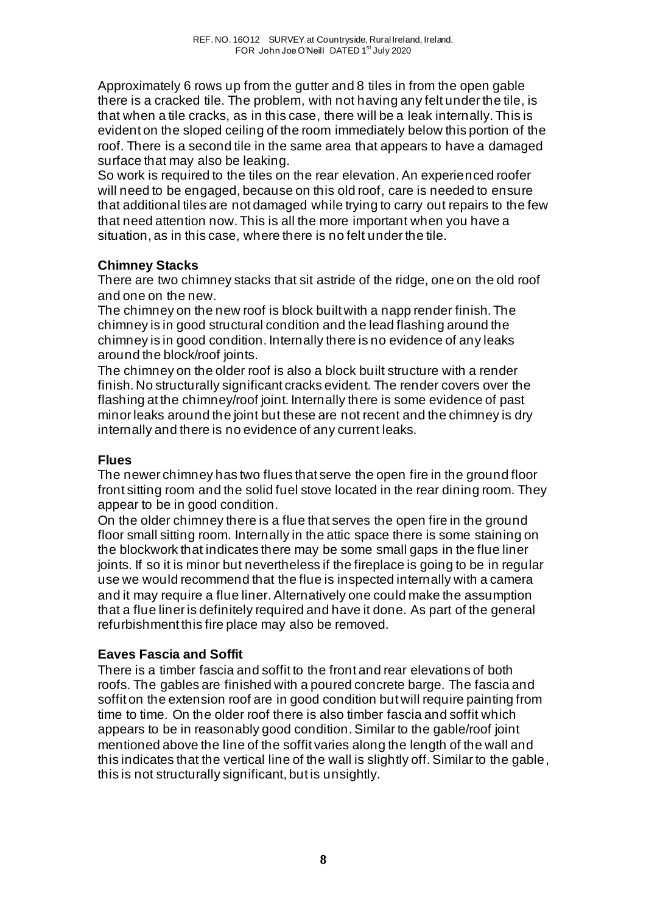Approximately 6 rows up from the gutter and 8 tiles in from the open gable there is a cracked tile. The problem, with not having any felt under the tile, is that when a tile cracks, as in this case, there will be a leak internally. This is evident on the sloped ceiling of the room immediately below this portion of the roof. There is a second tile in the same area that appears to have a damaged surface that may also be leaking.

So work is required to the tiles on the rear elevation. An experienced roofer will need to be engaged, because on this old roof, care is needed to ensure that additional tiles are not damaged while trying to carry out repairs to the few that need attention now. This is all the more important when you have a situation, as in this case, where there is no felt under the tile.

**Chimney Stacks**

There are two chimney stacks that sit astride of the ridge, one on the old roof and one on the new.

The chimney on the new roof is block built with a napp render finish. The chimney is in good structural condition and the lead flashing around the chimney is in good condition. Internally there is no evidence of any leaks around the block/roof joints.

The chimney on the older roof is also a block built structure with a render finish. No structurally significant cracks evident. The render covers over the flashing at the chimney/roof joint. Internally there is some evidence of past minor leaks around the joint but these are not recent and the chimney is dry internally and there is no evidence of any current leaks.

**Flues**

The newer chimney has two flues that serve the open fire in the ground floor front sitting room and the solid fuel stove located in the rear dining room. They appear to be in good condition.

On the older chimney there is a flue that serves the open fire in the ground floor small sitting room. Internally in the attic space there is some staining on the blockwork that indicates there may be some small gaps in the flue liner joints. If so it is minor but nevertheless if the fireplace is going to be in regular use we would recommend that the flue is inspected internally with a camera and it may require a flue liner. Alternatively one could make the assumption that a flue liner is definitely required and have it done. As part of the general refurbishment this fire place may also be removed.

**Eaves Fascia and Soffit**

There is a timber fascia and soffit to the front and rear elevations of both roofs. The gables are finished with a poured concrete barge. The fascia and soffit on the extension roof are in good condition but will require painting from time to time. On the older roof there is also timber fascia and soffit which appears to be in reasonably good condition. Similar to the gable/roof joint mentioned above the line of the soffit varies along the length of the wall and this indicates that the vertical line of the wall is slightly off. Similar to the gable, this is not structurally significant, but is unsightly.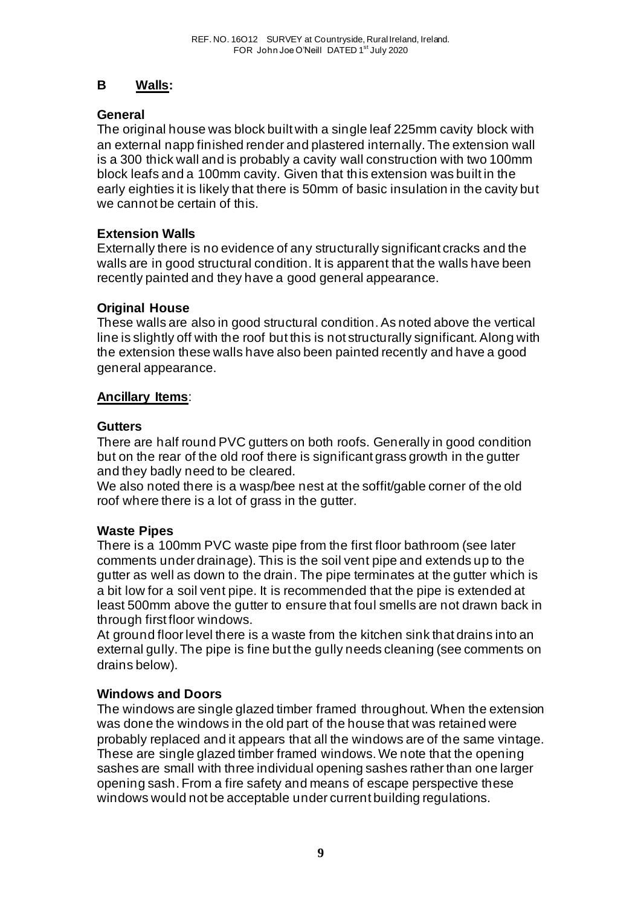## B Walls:

### General

The original house was block built with a single leaf 225mm cavity block with an external napp finished render and plastered internally. The extension wall is a 300 thick wall and is probably a cavity wall construction with two 100mm block leafs and a 100mm cavity. Given that this extension was built in the early eighties it is likely that there is 50mm of basic insulation in the cavity but we cannot be certain of this.

### Extension Walls

Externally there is no evidence of any structurally significant cracks and the walls are in good structural condition. It is apparent that the walls have been recently painted and they have a good general appearance.

### Original House

These walls are also in good structural condition. As noted above the vertical line is slightly off with the roof but this is not structurally significant. Along with the extension these walls have also been painted recently and have a good general appearance.

### Ancillary Items:

### Gutters

There are half round PVC gutters on both roofs. Generally in good condition but on the rear of the old roof there is significant grass growth in the gutter and they badly need to be cleared.

We also noted there is a wasp/bee nest at the soffit/gable corner of the old roof where there is a lot of grass in the gutter.

### Waste Pipes

There is a 100mm PVC waste pipe from the first floor bathroom (see later comments under drainage). This is the soil vent pipe and extends up to the gutter as well as down to the drain. The pipe terminates at the gutter which is a bit low for a soil vent pipe. It is recommended that the pipe is extended at least 500mm above the gutter to ensure that foul smells are not drawn back in through first floor windows.

At ground floor level there is a waste from the kitchen sink that drains into an external gully. The pipe is fine but the gully needs cleaning (see comments on drains below).

### Windows and Doors

The windows are single glazed timber framed throughout. When the extension was done the windows in the old part of the house that was retained were probably replaced and it appears that all the windows are of the same vintage. These are single glazed timber framed windows. We note that the opening sashes are small with three individual opening sashes rather than one larger opening sash. From a fire safety and means of escape perspective these windows would not be acceptable under current building regulations.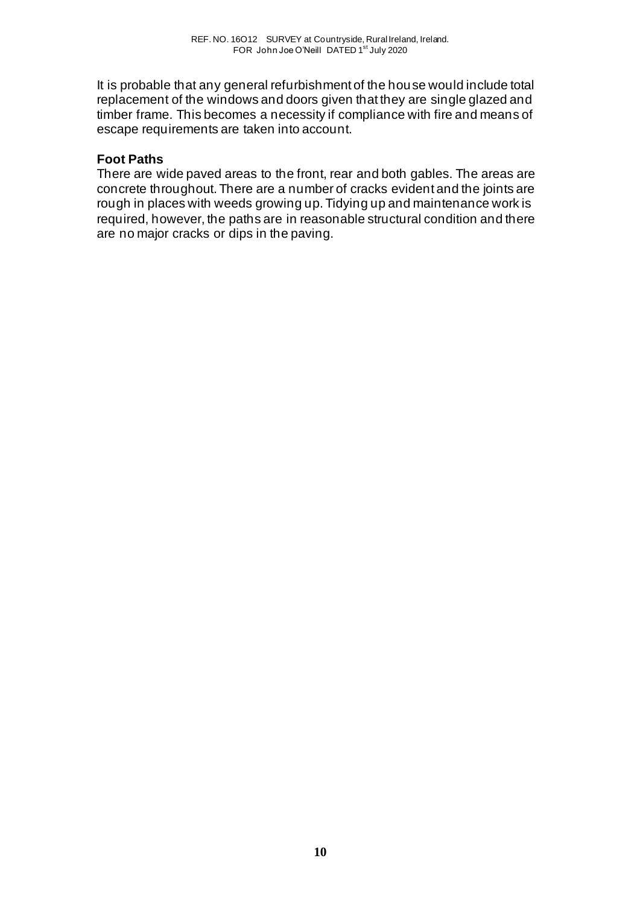It is probable that any general refurbishment of the house would include total replacement of the windows and doors given that they are single glazed and timber frame. This becomes a necessity if compliance with fire and means of escape requirements are taken into account.

**Foot Paths**

There are wide paved areas to the front, rear and both gables. The areas are concrete throughout. There are a number of cracks evident and the joints are rough in places with weeds growing up. Tidying up and maintenance work is required, however, the paths are in reasonable structural condition and there are no major cracks or dips in the paving.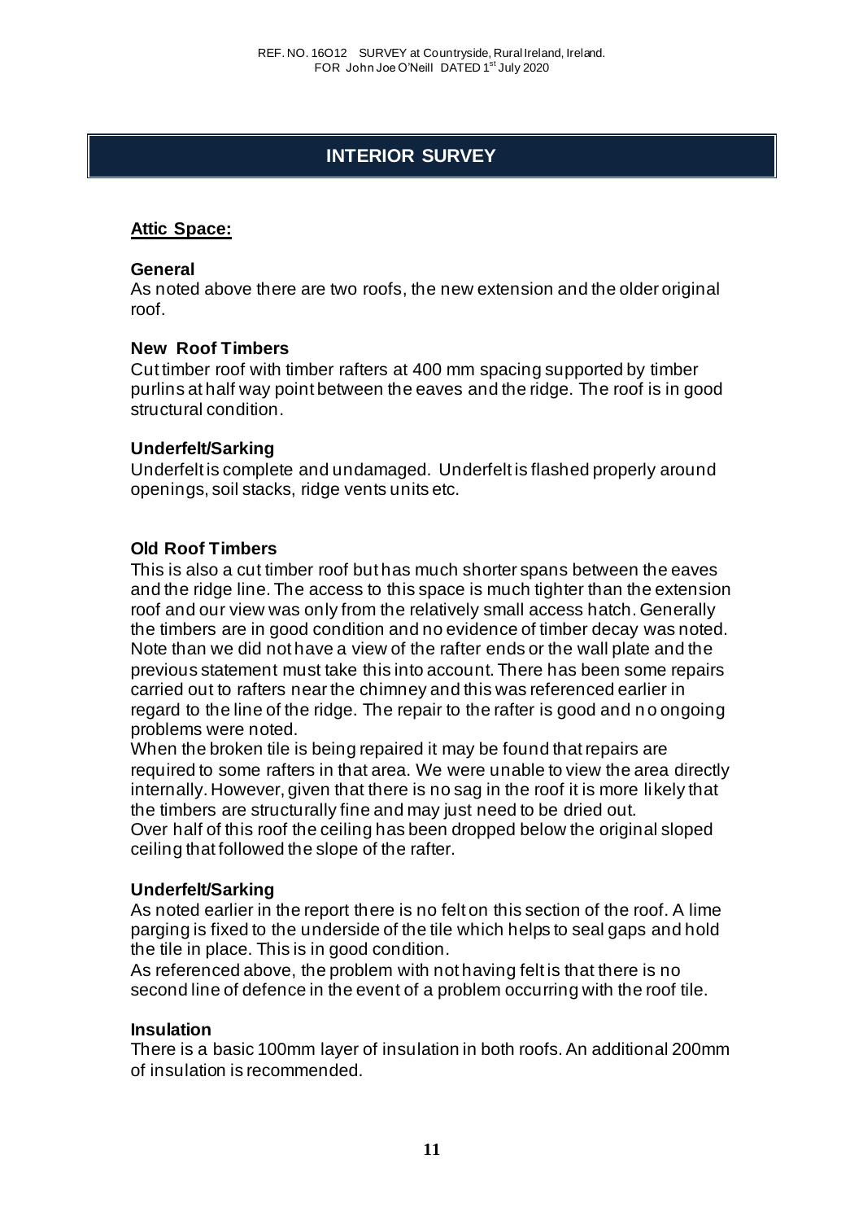## INTERIOR SURVEY

### Attic Space:

**General**

As noted above there are two roofs, the new extension and the older original roof.

**New Roof Timbers**

Cut timber roof with timber rafters at 400 mm spacing supported by timber purlins at half way point between the eaves and the ridge. The roof is in good structural condition.

**Underfelt/Sarking**

Underfelt is complete and undamaged. Underfelt is flashed properly around openings, soil stacks, ridge vents units etc.

**Old Roof Timbers**

This is also a cut timber roof but has much shorter spans between the eaves and the ridge line. The access to this space is much tighter than the extension roof and our view was only from the relatively small access hatch. Generally the timbers are in good condition and no evidence of timber decay was noted. Note than we did not have a view of the rafter ends or the wall plate and the previous statement must take this into account. There has been some repairs carried out to rafters near the chimney and this was referenced earlier in regard to the line of the ridge. The repair to the rafter is good and no ongoing problems were noted.

When the broken tile is being repaired it may be found that repairs are required to some rafters in that area. We were unable to view the area directly internally. However, given that there is no sag in the roof it is more likely that the timbers are structurally fine and may just need to be dried out.

Over half of this roof the ceiling has been dropped below the original sloped ceiling that followed the slope of the rafter.

**Underfelt/Sarking**

As noted earlier in the report there is no felt on this section of the roof. A lime parging is fixed to the underside of the tile which helps to seal gaps and hold the tile in place. This is in good condition.

As referenced above, the problem with not having felt is that there is no second line of defence in the event of a problem occurring with the roof tile.

**Insulation**

There is a basic 100mm layer of insulation in both roofs. An additional 200mm of insulation is recommended.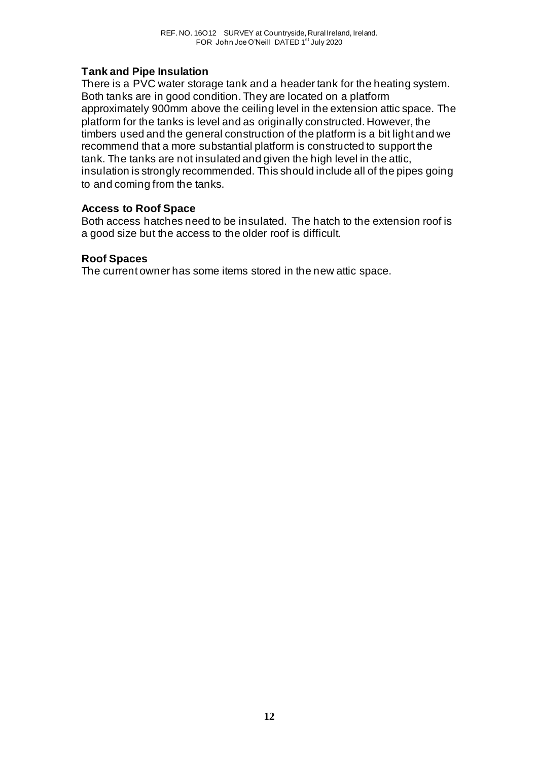## Tank and Pipe Insulation

There is a PVC water storage tank and a header tank for the heating system. Both tanks are in good condition. They are located on a platform approximately 900mm above the ceiling level in the extension attic space. The platform for the tanks is level and as originally constructed. However, the timbers used and the general construction of the platform is a bit light and we recommend that a more substantial platform is constructed to support the tank. The tanks are not insulated and given the high level in the attic, insulation is strongly recommended. This should include all of the pipes going to and coming from the tanks.

## Access to Roof Space

Both access hatches need to be insulated. The hatch to the extension roof is a good size but the access to the older roof is difficult.

## Roof Spaces

The current owner has some items stored in the new attic space.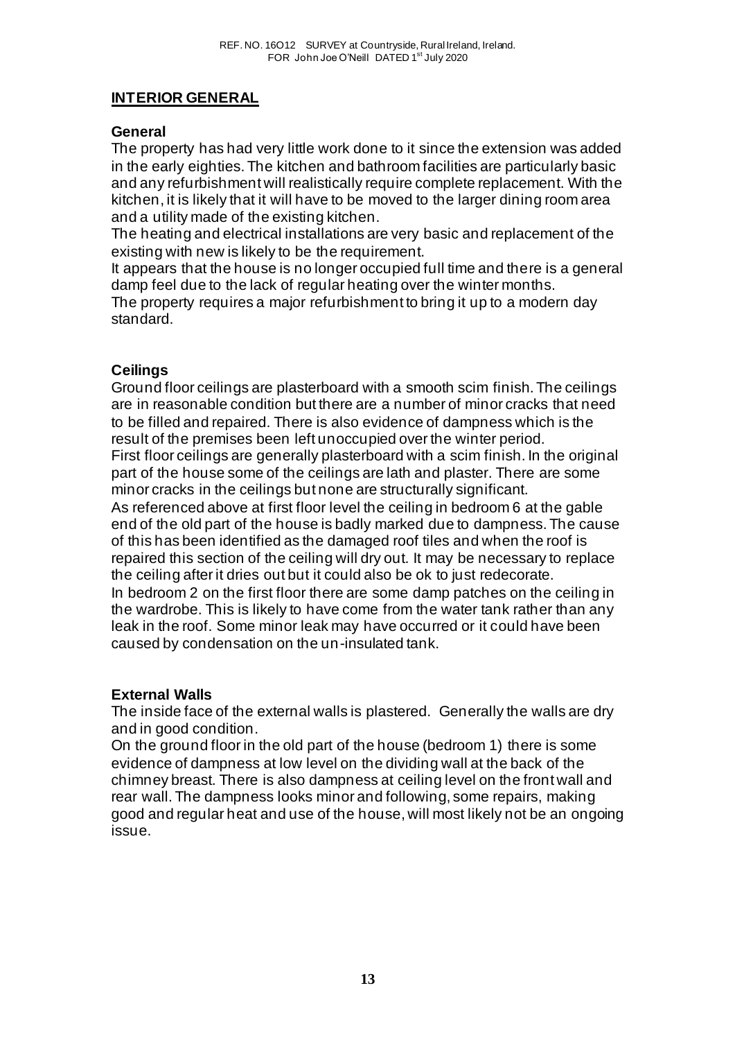## INTERIOR GENERAL

### General

The property has had very little work done to it since the extension was added in the early eighties. The kitchen and bathroom facilities are particularly basic and any refurbishment will realistically require complete replacement. With the kitchen, it is likely that it will have to be moved to the larger dining room area and a utility made of the existing kitchen.
The heating and electrical installations are very basic and replacement of the existing with new is likely to be the requirement.
It appears that the house is no longer occupied full time and there is a general damp feel due to the lack of regular heating over the winter months.
The property requires a major refurbishment to bring it up to a modern day standard.

### Ceilings

Ground floor ceilings are plasterboard with a smooth scim finish. The ceilings are in reasonable condition but there are a number of minor cracks that need to be filled and repaired. There is also evidence of dampness which is the result of the premises been left unoccupied over the winter period.
First floor ceilings are generally plasterboard with a scim finish. In the original part of the house some of the ceilings are lath and plaster. There are some minor cracks in the ceilings but none are structurally significant.
As referenced above at first floor level the ceiling in bedroom 6 at the gable end of the old part of the house is badly marked due to dampness. The cause of this has been identified as the damaged roof tiles and when the roof is repaired this section of the ceiling will dry out. It may be necessary to replace the ceiling after it dries out but it could also be ok to just redecorate.
In bedroom 2 on the first floor there are some damp patches on the ceiling in the wardrobe. This is likely to have come from the water tank rather than any leak in the roof. Some minor leak may have occurred or it could have been caused by condensation on the un-insulated tank.

### External Walls

The inside face of the external walls is plastered. Generally the walls are dry and in good condition.
On the ground floor in the old part of the house (bedroom 1) there is some evidence of dampness at low level on the dividing wall at the back of the chimney breast. There is also dampness at ceiling level on the front wall and rear wall. The dampness looks minor and following, some repairs, making good and regular heat and use of the house, will most likely not be an ongoing issue.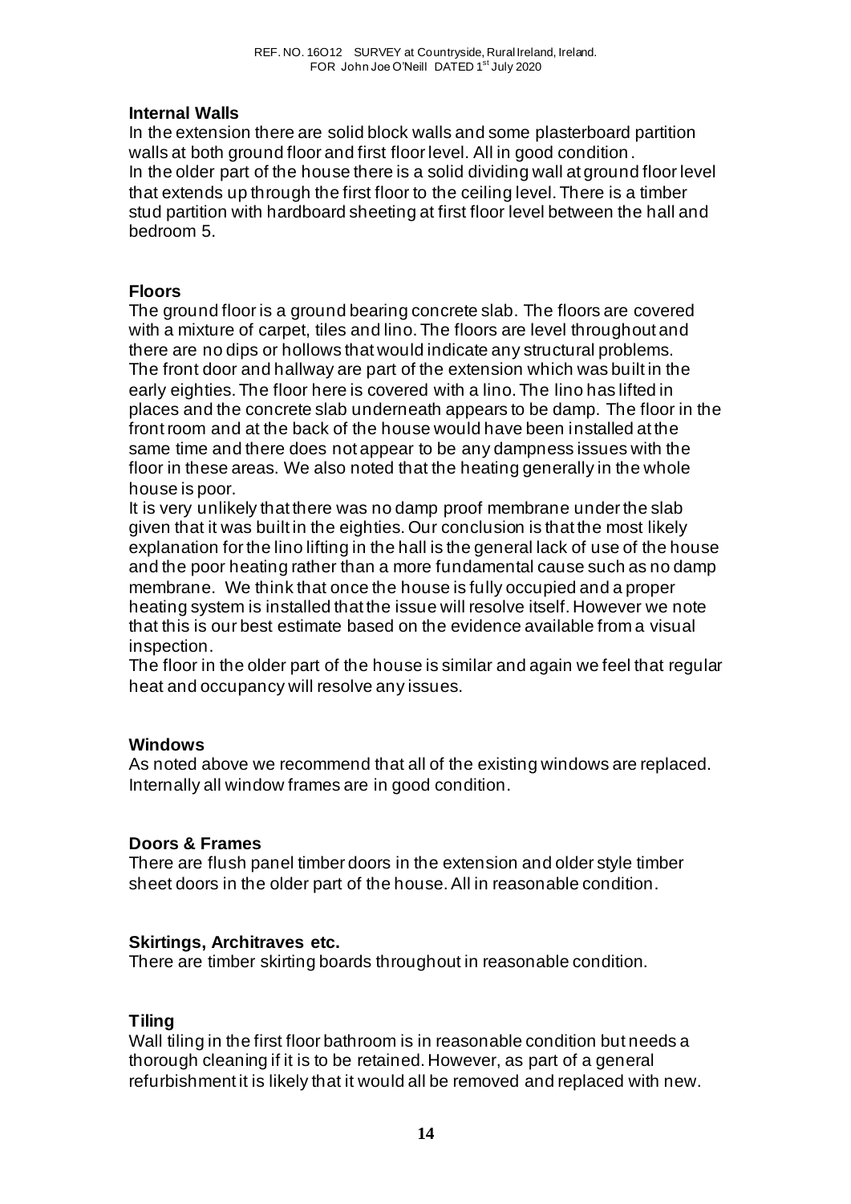## Internal Walls

In the extension there are solid block walls and some plasterboard partition walls at both ground floor and first floor level. All in good condition.
In the older part of the house there is a solid dividing wall at ground floor level that extends up through the first floor to the ceiling level. There is a timber stud partition with hardboard sheeting at first floor level between the hall and bedroom 5.

## Floors

The ground floor is a ground bearing concrete slab. The floors are covered with a mixture of carpet, tiles and lino. The floors are level throughout and there are no dips or hollows that would indicate any structural problems.
The front door and hallway are part of the extension which was built in the early eighties. The floor here is covered with a lino. The lino has lifted in places and the concrete slab underneath appears to be damp. The floor in the front room and at the back of the house would have been installed at the same time and there does not appear to be any dampness issues with the floor in these areas. We also noted that the heating generally in the whole house is poor.
It is very unlikely that there was no damp proof membrane under the slab given that it was built in the eighties. Our conclusion is that the most likely explanation for the lino lifting in the hall is the general lack of use of the house and the poor heating rather than a more fundamental cause such as no damp membrane. We think that once the house is fully occupied and a proper heating system is installed that the issue will resolve itself. However we note that this is our best estimate based on the evidence available from a visual inspection.
The floor in the older part of the house is similar and again we feel that regular heat and occupancy will resolve any issues.

## Windows

As noted above we recommend that all of the existing windows are replaced. Internally all window frames are in good condition.

## Doors & Frames

There are flush panel timber doors in the extension and older style timber sheet doors in the older part of the house. All in reasonable condition.

## Skirtings, Architraves etc.

There are timber skirting boards throughout in reasonable condition.

## Tiling

Wall tiling in the first floor bathroom is in reasonable condition but needs a thorough cleaning if it is to be retained. However, as part of a general refurbishment it is likely that it would all be removed and replaced with new.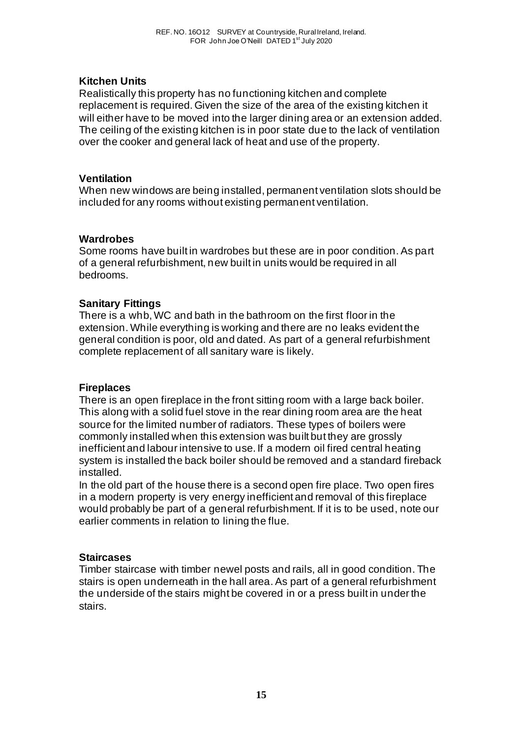### Kitchen Units

Realistically this property has no functioning kitchen and complete replacement is required. Given the size of the area of the existing kitchen it will either have to be moved into the larger dining area or an extension added. The ceiling of the existing kitchen is in poor state due to the lack of ventilation over the cooker and general lack of heat and use of the property.

### Ventilation

When new windows are being installed, permanent ventilation slots should be included for any rooms without existing permanent ventilation.

### Wardrobes

Some rooms have built in wardrobes but these are in poor condition. As part of a general refurbishment, new built in units would be required in all bedrooms.

### Sanitary Fittings

There is a whb, WC and bath in the bathroom on the first floor in the extension. While everything is working and there are no leaks evident the general condition is poor, old and dated. As part of a general refurbishment complete replacement of all sanitary ware is likely.

### Fireplaces

There is an open fireplace in the front sitting room with a large back boiler. This along with a solid fuel stove in the rear dining room area are the heat source for the limited number of radiators. These types of boilers were commonly installed when this extension was built but they are grossly inefficient and labour intensive to use. If a modern oil fired central heating system is installed the back boiler should be removed and a standard fireback installed.

In the old part of the house there is a second open fire place. Two open fires in a modern property is very energy inefficient and removal of this fireplace would probably be part of a general refurbishment. If it is to be used, note our earlier comments in relation to lining the flue.

### Staircases

Timber staircase with timber newel posts and rails, all in good condition. The stairs is open underneath in the hall area. As part of a general refurbishment the underside of the stairs might be covered in or a press built in under the stairs.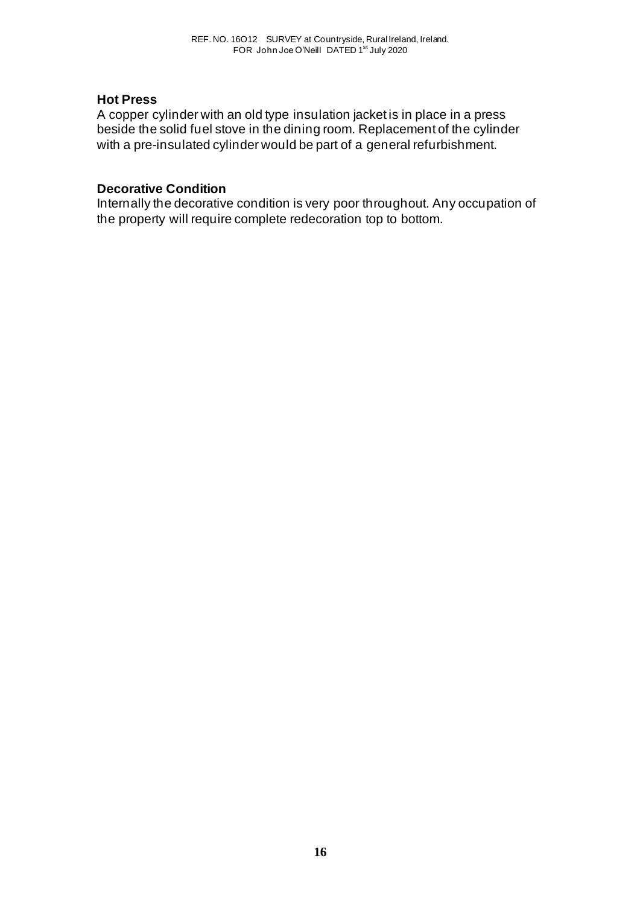## Hot Press

A copper cylinder with an old type insulation jacket is in place in a press beside the solid fuel stove in the dining room. Replacement of the cylinder with a pre-insulated cylinder would be part of a general refurbishment.

## Decorative Condition

Internally the decorative condition is very poor throughout. Any occupation of the property will require complete redecoration top to bottom.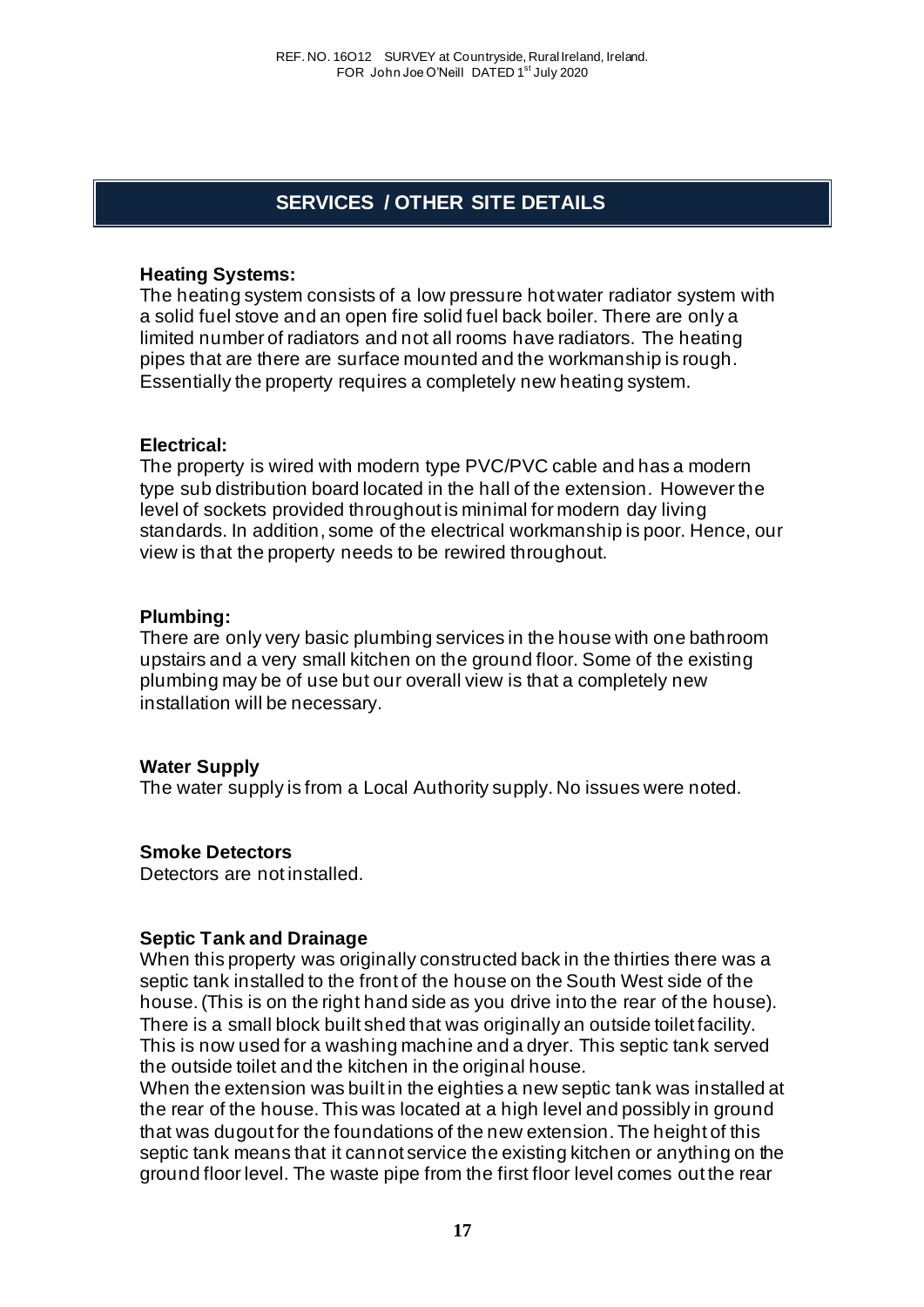## SERVICES / OTHER SITE DETAILS

**Heating Systems:**
The heating system consists of a low pressure hot water radiator system with a solid fuel stove and an open fire solid fuel back boiler. There are only a limited number of radiators and not all rooms have radiators. The heating pipes that are there are surface mounted and the workmanship is rough. Essentially the property requires a completely new heating system.

**Electrical:**
The property is wired with modern type PVC/PVC cable and has a modern type sub distribution board located in the hall of the extension. However the level of sockets provided throughout is minimal for modern day living standards. In addition, some of the electrical workmanship is poor. Hence, our view is that the property needs to be rewired throughout.

**Plumbing:**
There are only very basic plumbing services in the house with one bathroom upstairs and a very small kitchen on the ground floor. Some of the existing plumbing may be of use but our overall view is that a completely new installation will be necessary.

**Water Supply**
The water supply is from a Local Authority supply. No issues were noted.

**Smoke Detectors**
Detectors are not installed.

**Septic Tank and Drainage**
When this property was originally constructed back in the thirties there was a septic tank installed to the front of the house on the South West side of the house. (This is on the right hand side as you drive into the rear of the house). There is a small block built shed that was originally an outside toilet facility. This is now used for a washing machine and a dryer. This septic tank served the outside toilet and the kitchen in the original house.
When the extension was built in the eighties a new septic tank was installed at the rear of the house. This was located at a high level and possibly in ground that was dugout for the foundations of the new extension. The height of this septic tank means that it cannot service the existing kitchen or anything on the ground floor level. The waste pipe from the first floor level comes out the rear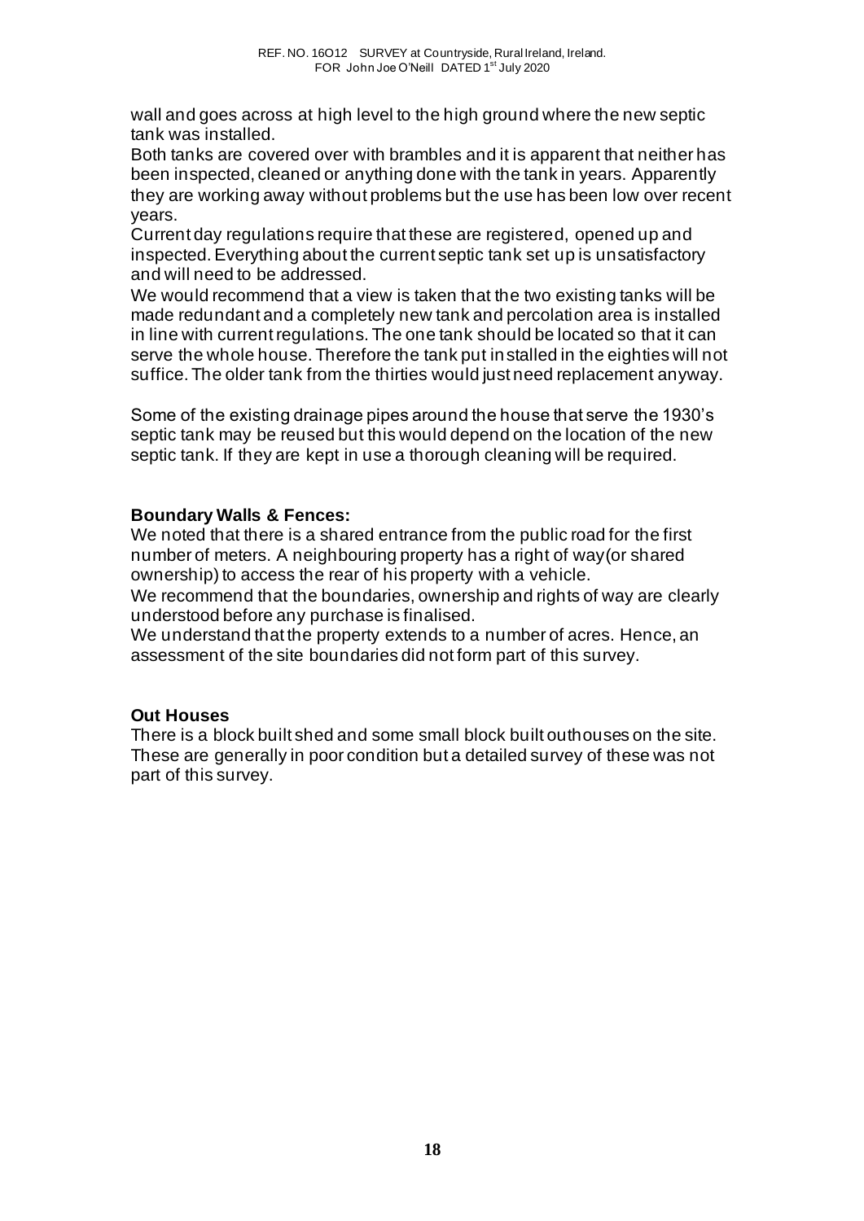wall and goes across at high level to the high ground where the new septic tank was installed.
Both tanks are covered over with brambles and it is apparent that neither has been inspected, cleaned or anything done with the tank in years. Apparently they are working away without problems but the use has been low over recent years.
Current day regulations require that these are registered, opened up and inspected. Everything about the current septic tank set up is unsatisfactory and will need to be addressed.
We would recommend that a view is taken that the two existing tanks will be made redundant and a completely new tank and percolation area is installed in line with current regulations. The one tank should be located so that it can serve the whole house. Therefore the tank put installed in the eighties will not suffice. The older tank from the thirties would just need replacement anyway.

Some of the existing drainage pipes around the house that serve the 1930's septic tank may be reused but this would depend on the location of the new septic tank. If they are kept in use a thorough cleaning will be required.

### Boundary Walls & Fences:

We noted that there is a shared entrance from the public road for the first number of meters. A neighbouring property has a right of way(or shared ownership) to access the rear of his property with a vehicle.
We recommend that the boundaries, ownership and rights of way are clearly understood before any purchase is finalised.
We understand that the property extends to a number of acres. Hence, an assessment of the site boundaries did not form part of this survey.

### Out Houses

There is a block built shed and some small block built outhouses on the site. These are generally in poor condition but a detailed survey of these was not part of this survey.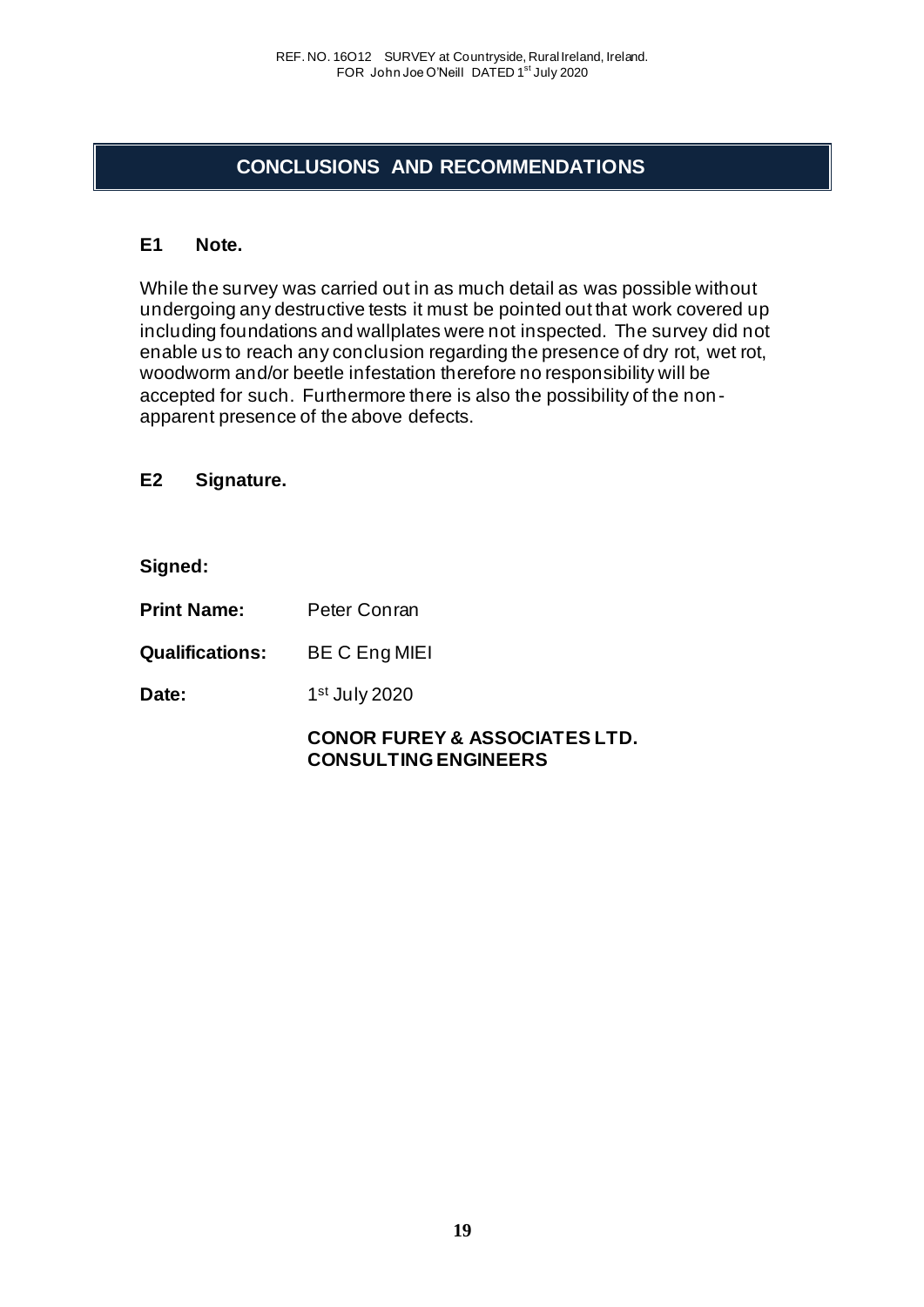# CONCLUSIONS AND RECOMMENDATIONS

## E1 Note.

While the survey was carried out in as much detail as was possible without undergoing any destructive tests it must be pointed out that work covered up including foundations and wallplates were not inspected. The survey did not enable us to reach any conclusion regarding the presence of dry rot, wet rot, woodworm and/or beetle infestation therefore no responsibility will be accepted for such. Furthermore there is also the possibility of the non-apparent presence of the above defects.

## E2 Signature.

**Signed:**

**Print Name:** Peter Conran

**Qualifications:** BE C Eng MIEI

**Date:** 1st July 2020

**CONOR FUREY & ASSOCIATES LTD.**
**CONSULTING ENGINEERS**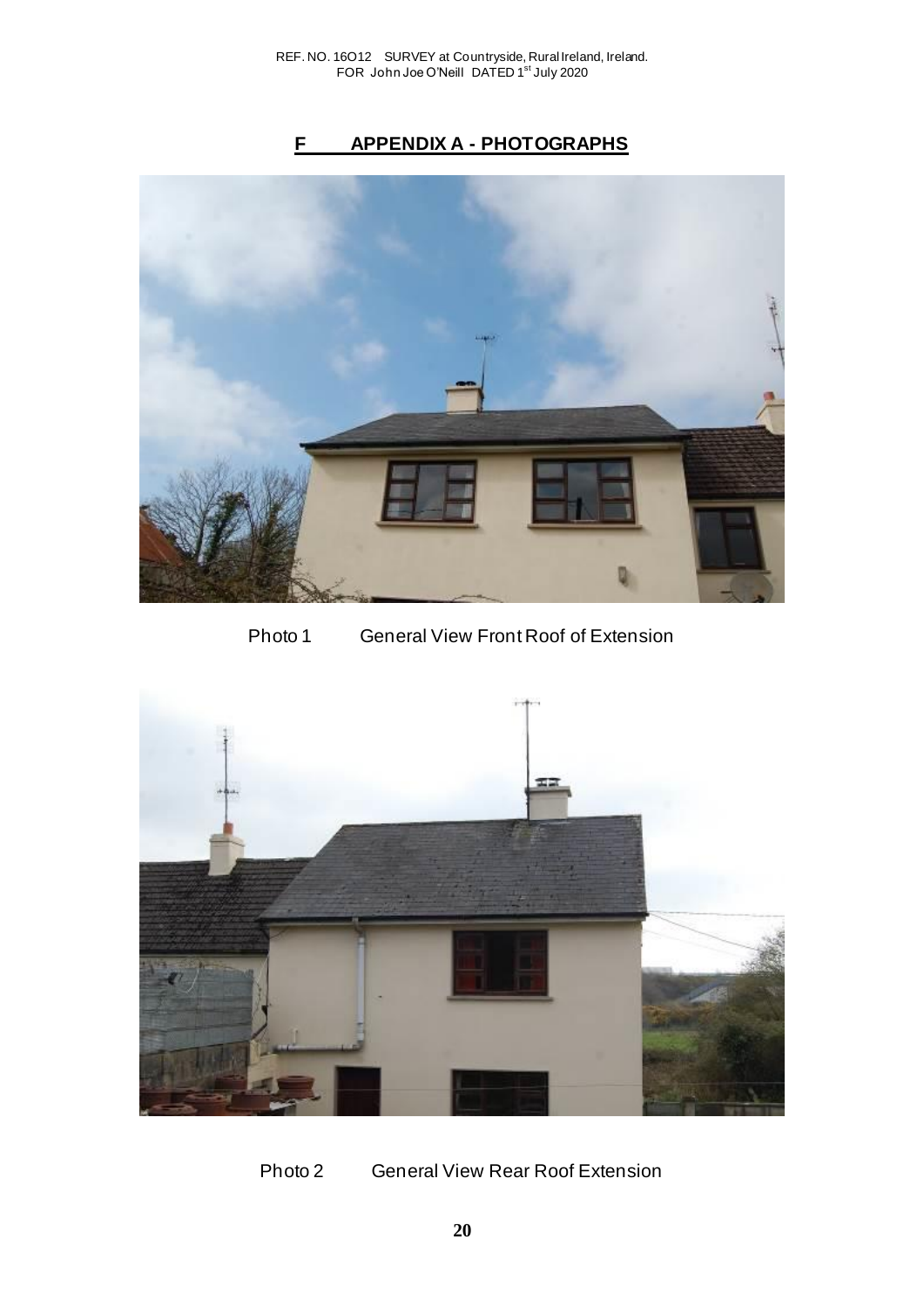## F APPENDIX A - PHOTOGRAPHS

Photo 1 General View Front Roof of Extension

Photo 2 General View Rear Roof Extension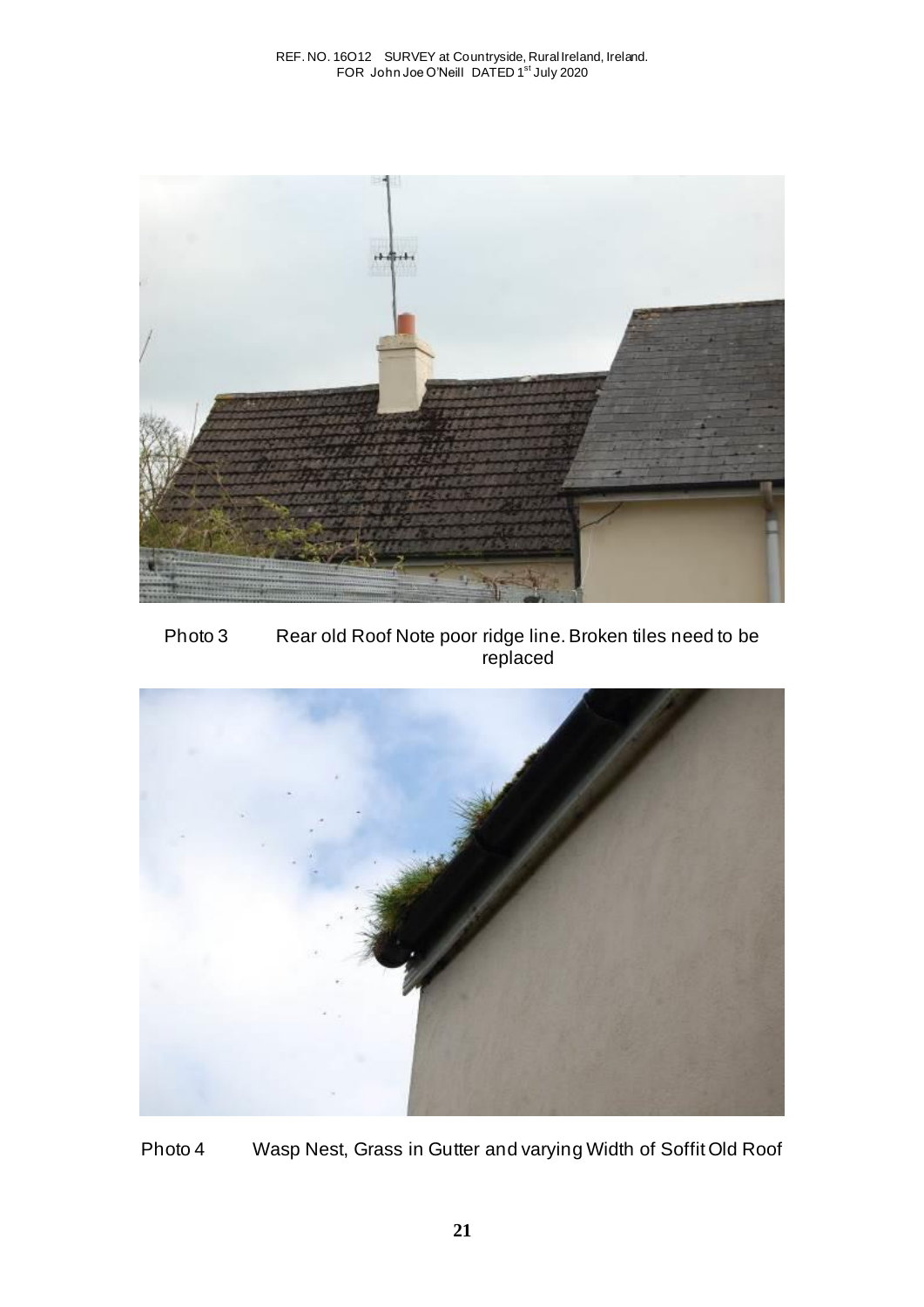Photo 3 Rear old Roof Note poor ridge line. Broken tiles need to be replaced

Photo 4 Wasp Nest, Grass in Gutter and varying Width of Soffit Old Roof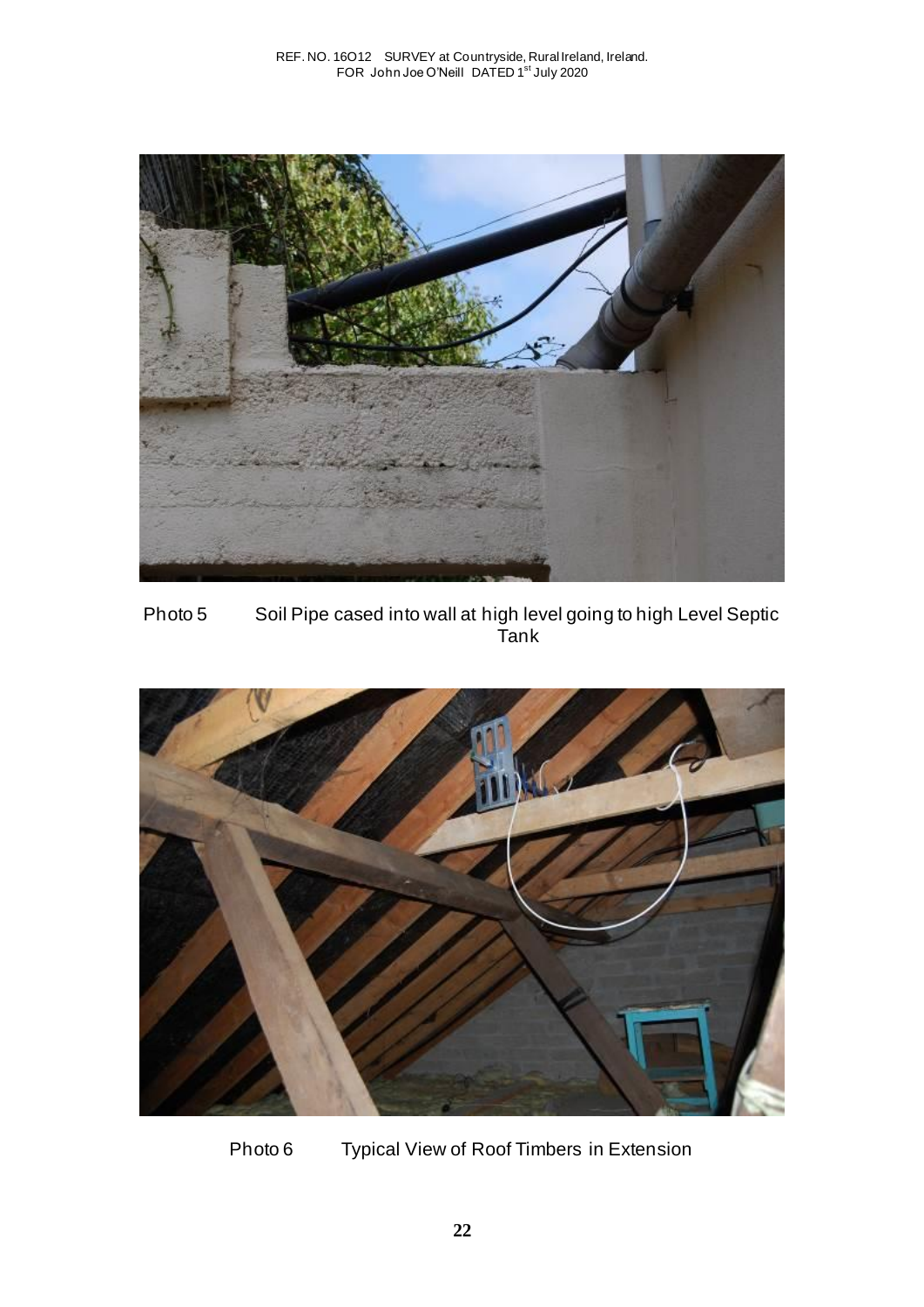Photo 5 Soil Pipe cased into wall at high level going to high Level Septic Tank

Photo 6 Typical View of Roof Timbers in Extension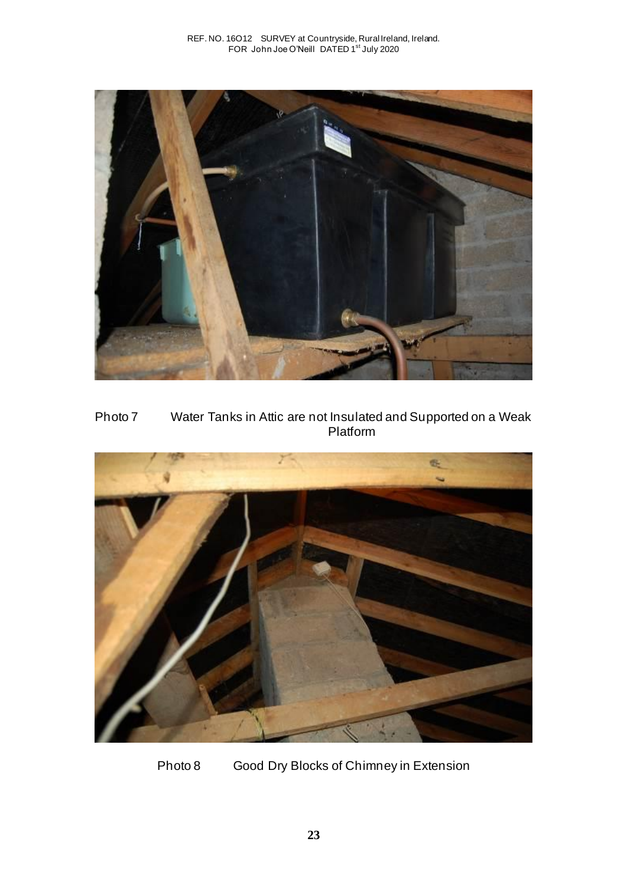Photo 7 Water Tanks in Attic are not Insulated and Supported on a Weak Platform

Photo 8 Good Dry Blocks of Chimney in Extension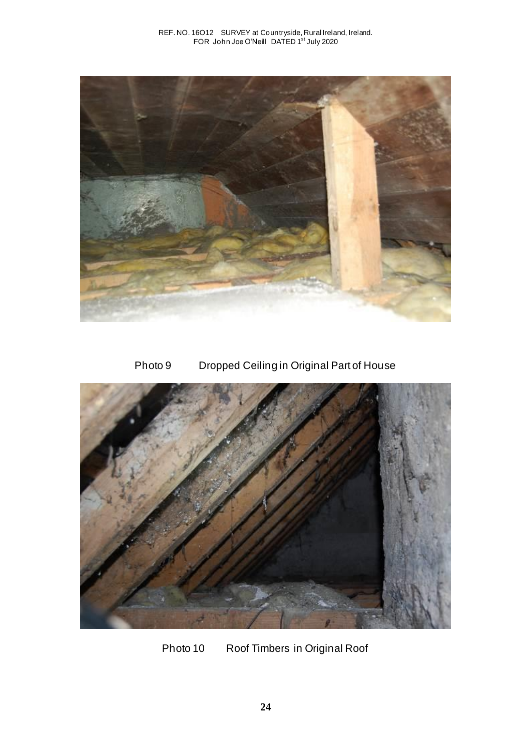Photo 9 Dropped Ceiling in Original Part of House

Photo 10 Roof Timbers in Original Roof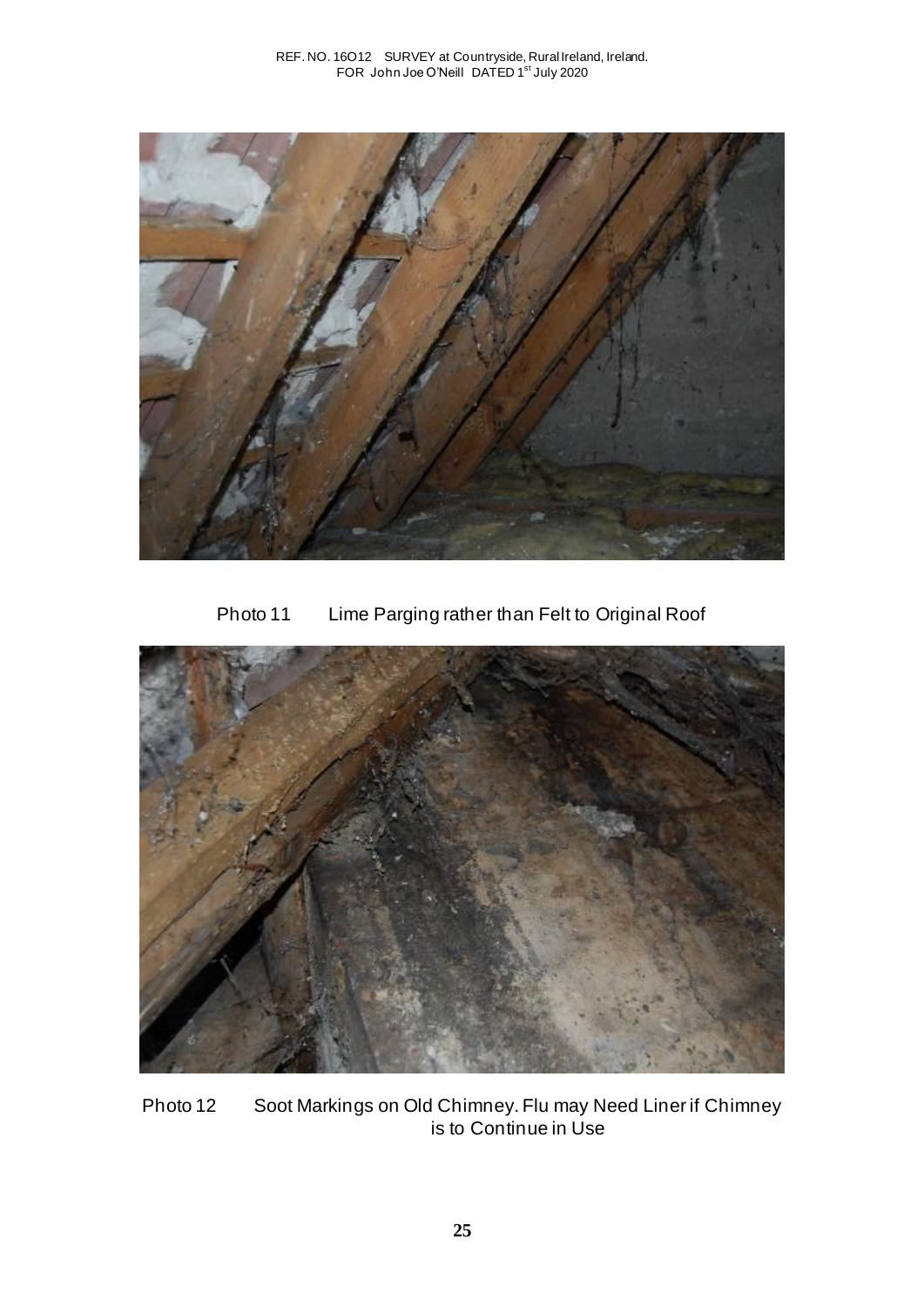Photo 11 Lime Parging rather than Felt to Original Roof

Photo 12 Soot Markings on Old Chimney. Flu may Need Liner if Chimney is to Continue in Use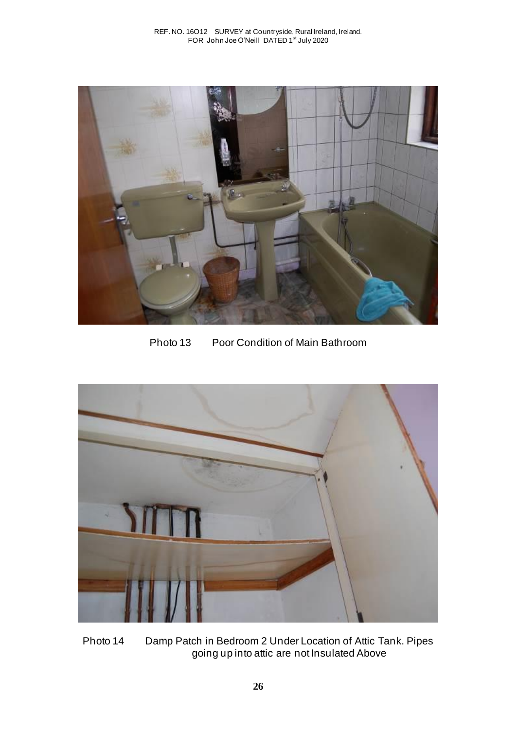Photo 13 Poor Condition of Main Bathroom

Photo 14 Damp Patch in Bedroom 2 Under Location of Attic Tank. Pipes going up into attic are not Insulated Above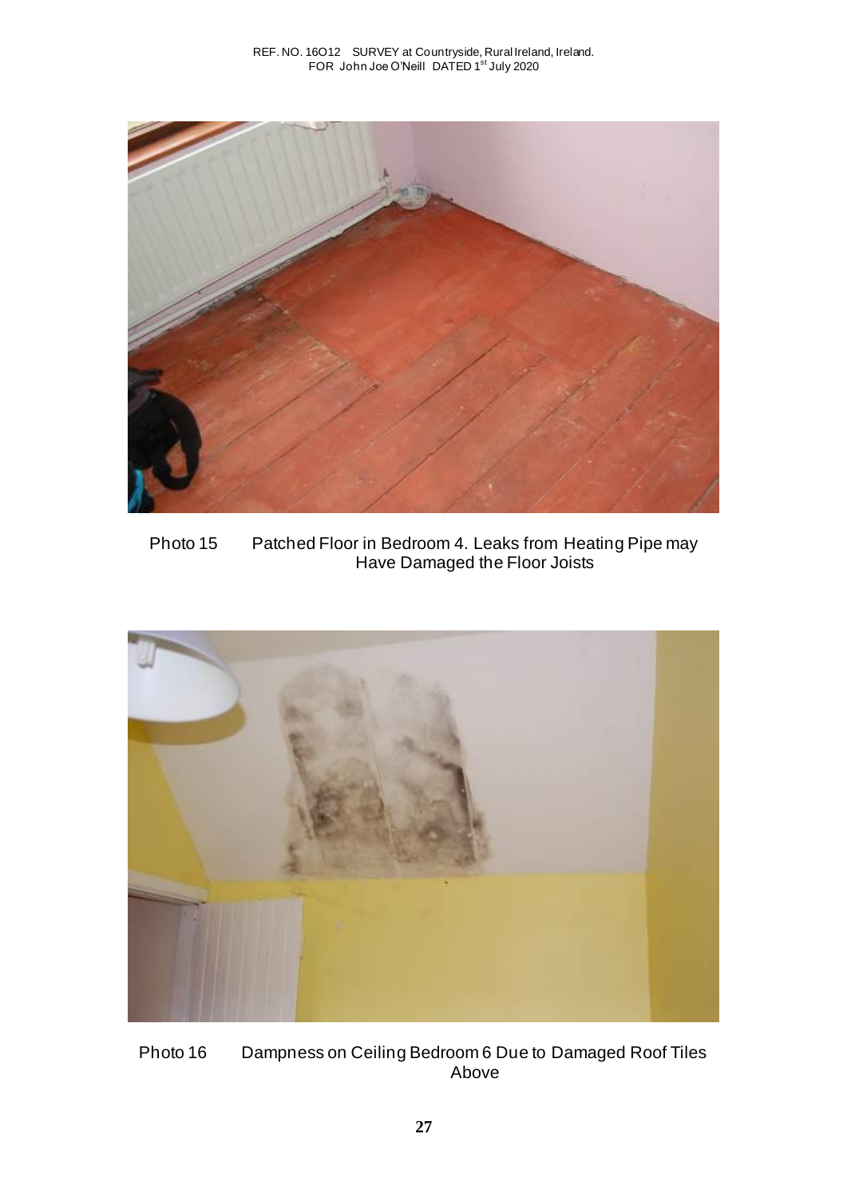Photo 15 Patched Floor in Bedroom 4. Leaks from Heating Pipe may Have Damaged the Floor Joists

Photo 16 Dampness on Ceiling Bedroom 6 Due to Damaged Roof Tiles Above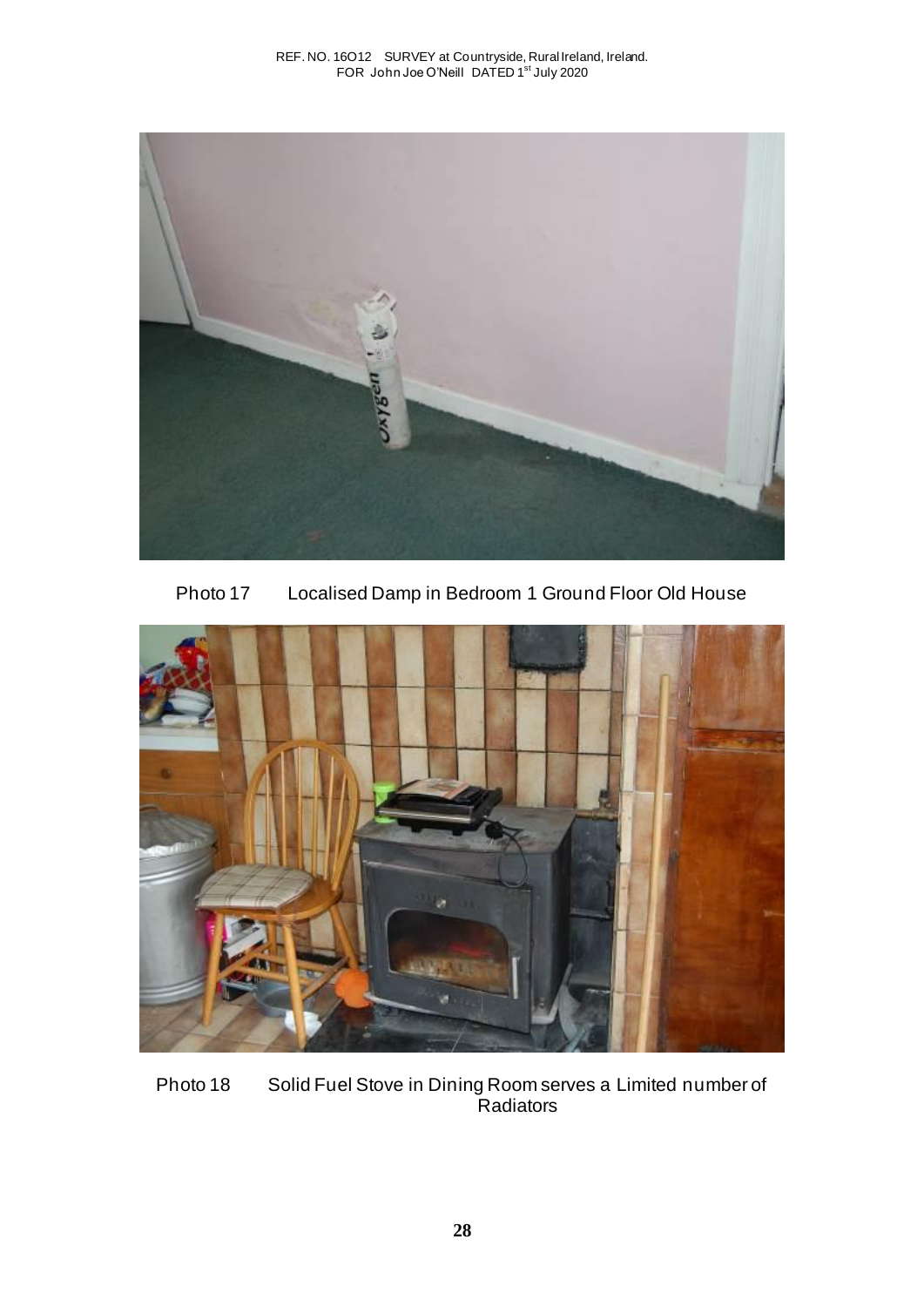Photo 17 Localised Damp in Bedroom 1 Ground Floor Old House

Photo 18 Solid Fuel Stove in Dining Room serves a Limited number of Radiators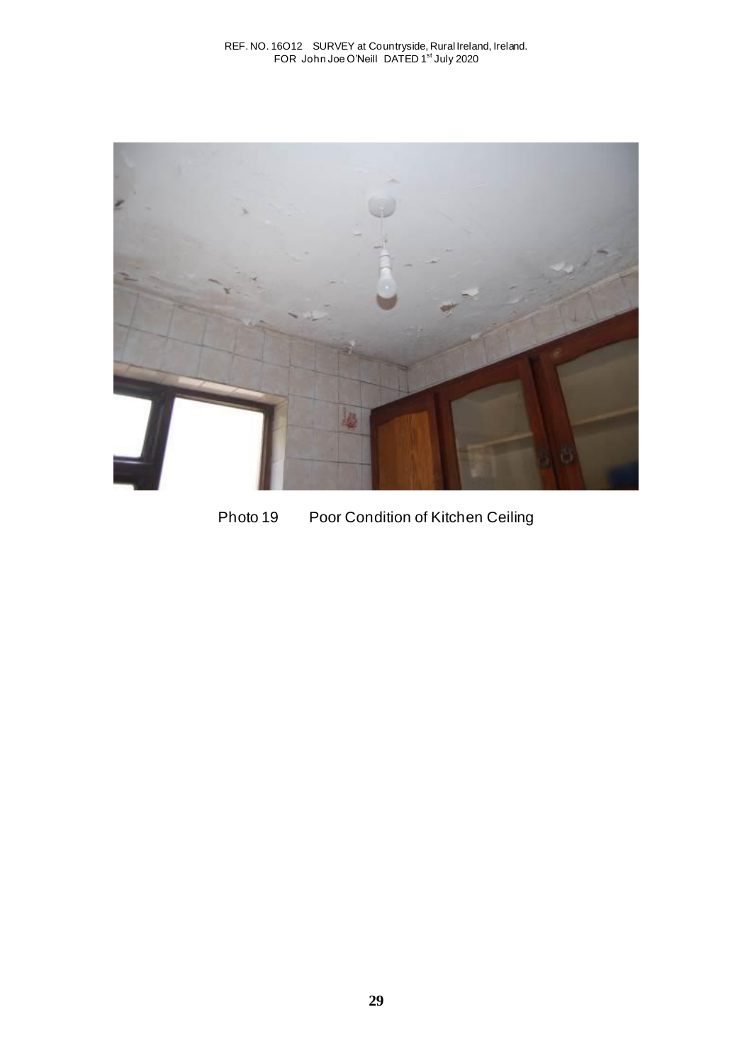Photo 19 Poor Condition of Kitchen Ceiling